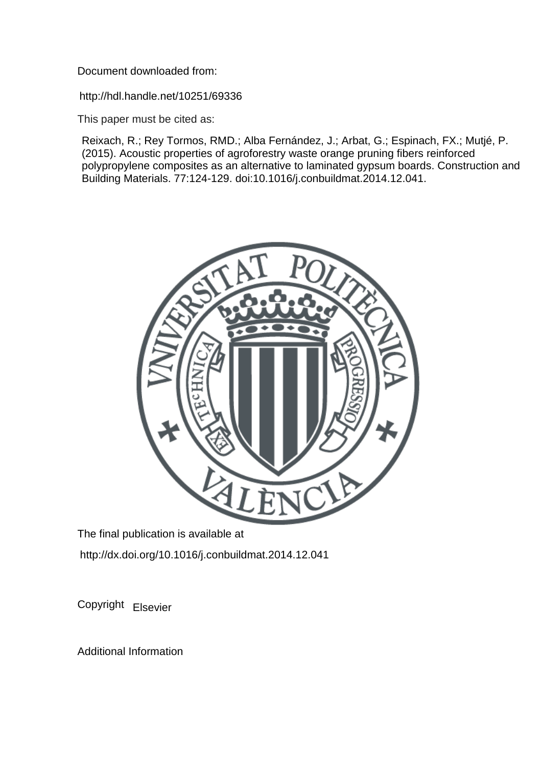Document downloaded from:

http://hdl.handle.net/10251/69336

This paper must be cited as:

Reixach, R.; Rey Tormos, RMD.; Alba Fernández, J.; Arbat, G.; Espinach, FX.; Mutjé, P. (2015). Acoustic properties of agroforestry waste orange pruning fibers reinforced polypropylene composites as an alternative to laminated gypsum boards. Construction and Building Materials. 77:124-129. doi:10.1016/j.conbuildmat.2014.12.041.

The final publication is available at

http://dx.doi.org/10.1016/j.conbuildmat.2014.12.041

Copyright Elsevier

Additional Information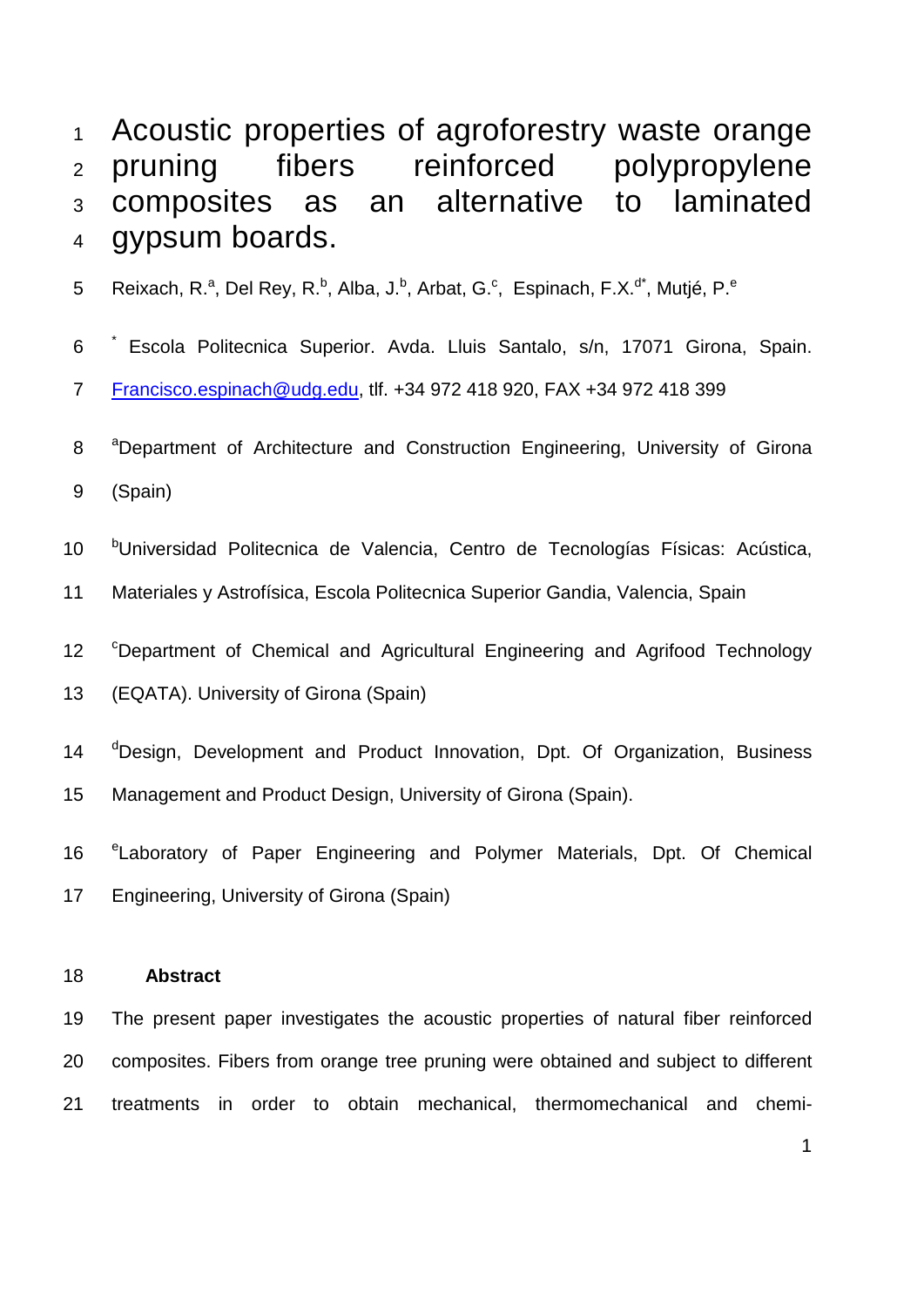# Acoustic properties of agroforestry waste orange pruning fibers reinforced polypropylene composites as an alternative to laminated gypsum boards.

Reixach, R.[a], Del Rey, R.[b], Alba, J.[b], Arbat, G.[c], Espinach, F.X.[d*], Mutjé, P.[e]

[*] Escola Politecnica Superior. Avda. Lluis Santalo, s/n, 17071 Girona, Spain. Francisco.espinach@udg.edu, tlf. +34 972 418 920, FAX +34 972 418 399

[a]Department of Architecture and Construction Engineering, University of Girona (Spain)

[b]Universidad Politecnica de Valencia, Centro de Tecnologías Físicas: Acústica, Materiales y Astrofísica, Escola Politecnica Superior Gandia, Valencia, Spain

[c]Department of Chemical and Agricultural Engineering and Agrifood Technology (EQATA). University of Girona (Spain)

[d]Design, Development and Product Innovation, Dpt. Of Organization, Business Management and Product Design, University of Girona (Spain).

[e]Laboratory of Paper Engineering and Polymer Materials, Dpt. Of Chemical Engineering, University of Girona (Spain)

## Abstract

The present paper investigates the acoustic properties of natural fiber reinforced composites. Fibers from orange tree pruning were obtained and subject to different treatments in order to obtain mechanical, thermomechanical and chemi-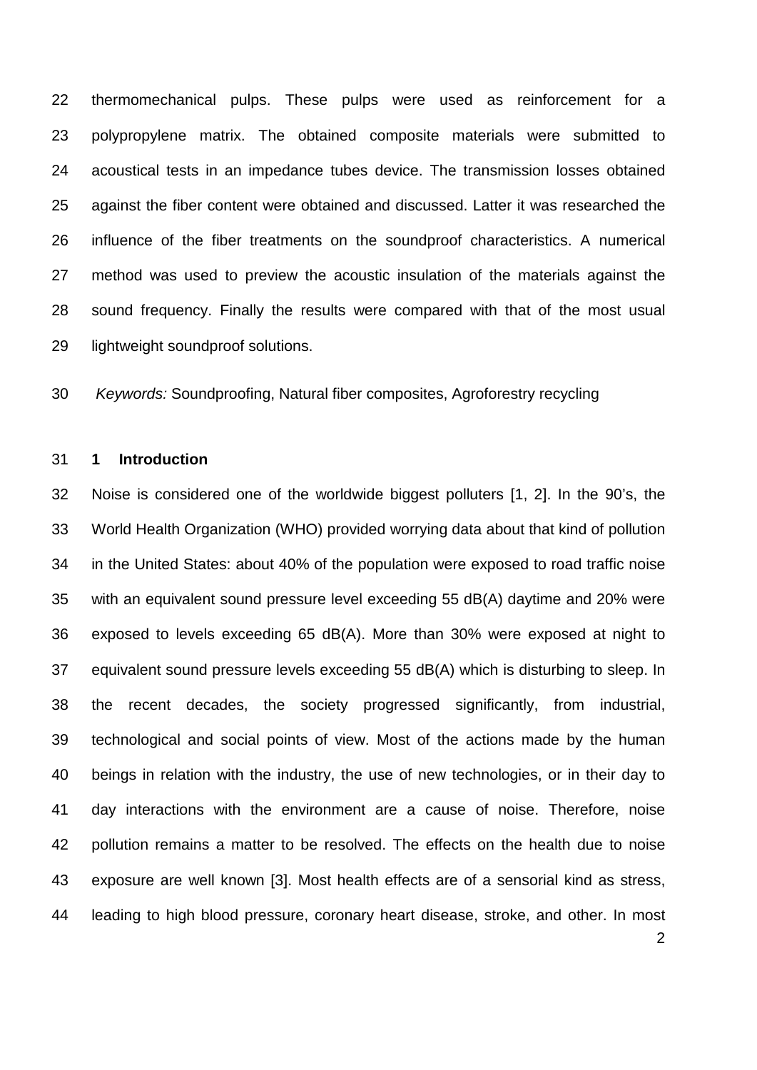thermomechanical pulps. These pulps were used as reinforcement for a polypropylene matrix. The obtained composite materials were submitted to acoustical tests in an impedance tubes device. The transmission losses obtained against the fiber content were obtained and discussed. Latter it was researched the influence of the fiber treatments on the soundproof characteristics. A numerical method was used to preview the acoustic insulation of the materials against the sound frequency. Finally the results were compared with that of the most usual lightweight soundproof solutions.

*Keywords:* Soundproofing, Natural fiber composites, Agroforestry recycling

## 1 Introduction

Noise is considered one of the worldwide biggest polluters [1, 2]. In the 90's, the World Health Organization (WHO) provided worrying data about that kind of pollution in the United States: about 40% of the population were exposed to road traffic noise with an equivalent sound pressure level exceeding 55 dB(A) daytime and 20% were exposed to levels exceeding 65 dB(A). More than 30% were exposed at night to equivalent sound pressure levels exceeding 55 dB(A) which is disturbing to sleep. In the recent decades, the society progressed significantly, from industrial, technological and social points of view. Most of the actions made by the human beings in relation with the industry, the use of new technologies, or in their day to day interactions with the environment are a cause of noise. Therefore, noise pollution remains a matter to be resolved. The effects on the health due to noise exposure are well known [3]. Most health effects are of a sensorial kind as stress, leading to high blood pressure, coronary heart disease, stroke, and other. In most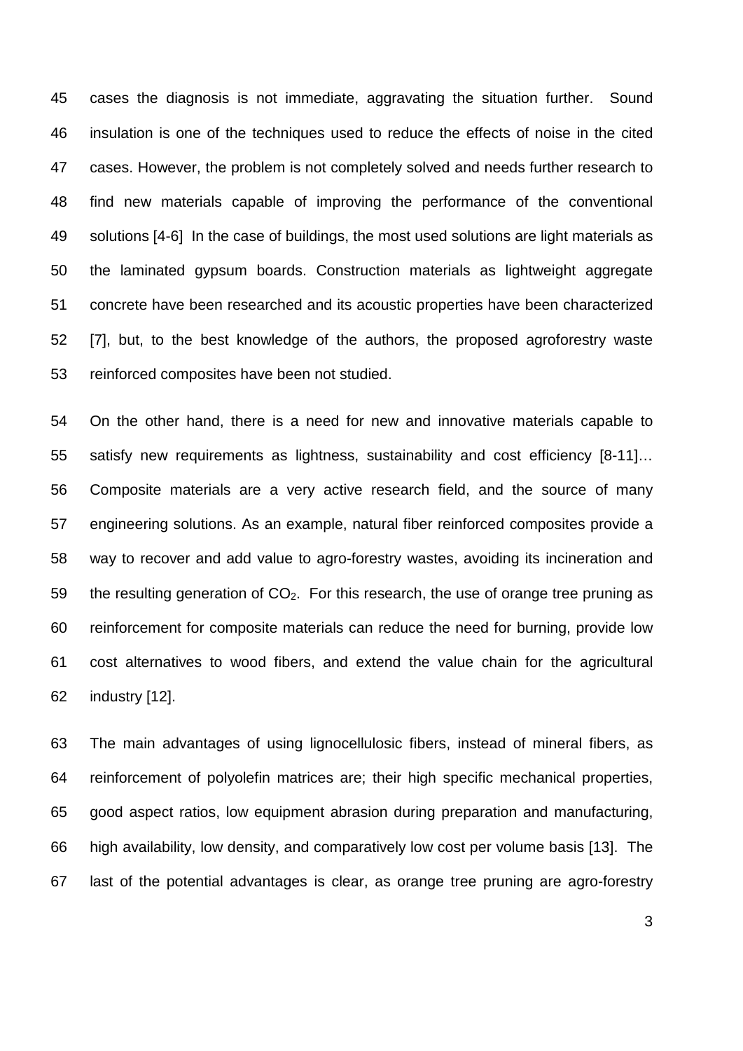cases the diagnosis is not immediate, aggravating the situation further. Sound insulation is one of the techniques used to reduce the effects of noise in the cited cases. However, the problem is not completely solved and needs further research to find new materials capable of improving the performance of the conventional solutions [4-6] In the case of buildings, the most used solutions are light materials as the laminated gypsum boards. Construction materials as lightweight aggregate concrete have been researched and its acoustic properties have been characterized [7], but, to the best knowledge of the authors, the proposed agroforestry waste reinforced composites have been not studied.

On the other hand, there is a need for new and innovative materials capable to satisfy new requirements as lightness, sustainability and cost efficiency [8-11]… Composite materials are a very active research field, and the source of many engineering solutions. As an example, natural fiber reinforced composites provide a way to recover and add value to agro-forestry wastes, avoiding its incineration and the resulting generation of $CO_2$. For this research, the use of orange tree pruning as reinforcement for composite materials can reduce the need for burning, provide low cost alternatives to wood fibers, and extend the value chain for the agricultural industry [12].

The main advantages of using lignocellulosic fibers, instead of mineral fibers, as reinforcement of polyolefin matrices are; their high specific mechanical properties, good aspect ratios, low equipment abrasion during preparation and manufacturing, high availability, low density, and comparatively low cost per volume basis [13]. The last of the potential advantages is clear, as orange tree pruning are agro-forestry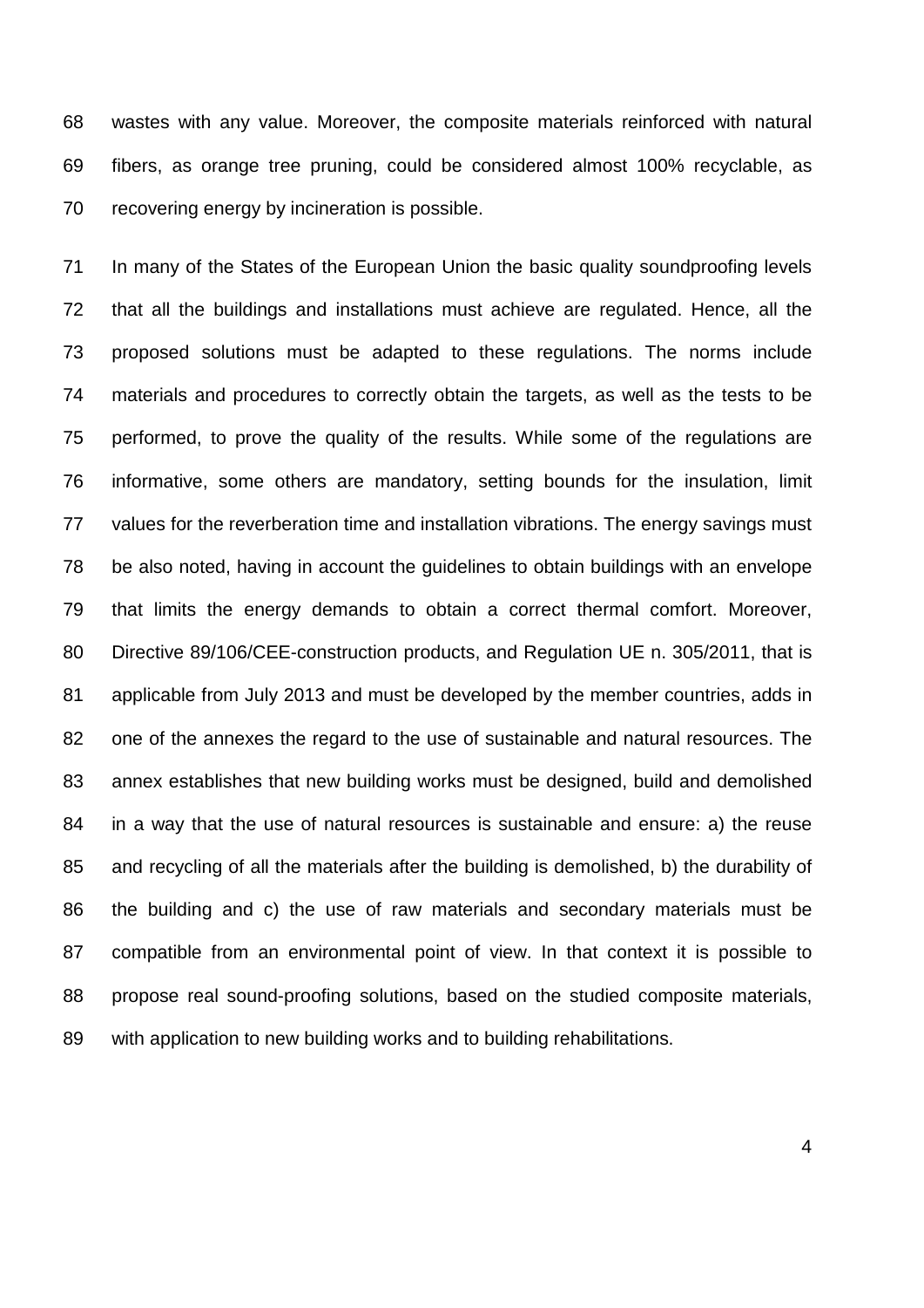wastes with any value. Moreover, the composite materials reinforced with natural fibers, as orange tree pruning, could be considered almost 100% recyclable, as recovering energy by incineration is possible.

In many of the States of the European Union the basic quality soundproofing levels that all the buildings and installations must achieve are regulated. Hence, all the proposed solutions must be adapted to these regulations. The norms include materials and procedures to correctly obtain the targets, as well as the tests to be performed, to prove the quality of the results. While some of the regulations are informative, some others are mandatory, setting bounds for the insulation, limit values for the reverberation time and installation vibrations. The energy savings must be also noted, having in account the guidelines to obtain buildings with an envelope that limits the energy demands to obtain a correct thermal comfort. Moreover, Directive 89/106/CEE-construction products, and Regulation UE n. 305/2011, that is applicable from July 2013 and must be developed by the member countries, adds in one of the annexes the regard to the use of sustainable and natural resources. The annex establishes that new building works must be designed, build and demolished in a way that the use of natural resources is sustainable and ensure: a) the reuse and recycling of all the materials after the building is demolished, b) the durability of the building and c) the use of raw materials and secondary materials must be compatible from an environmental point of view. In that context it is possible to propose real sound-proofing solutions, based on the studied composite materials, with application to new building works and to building rehabilitations.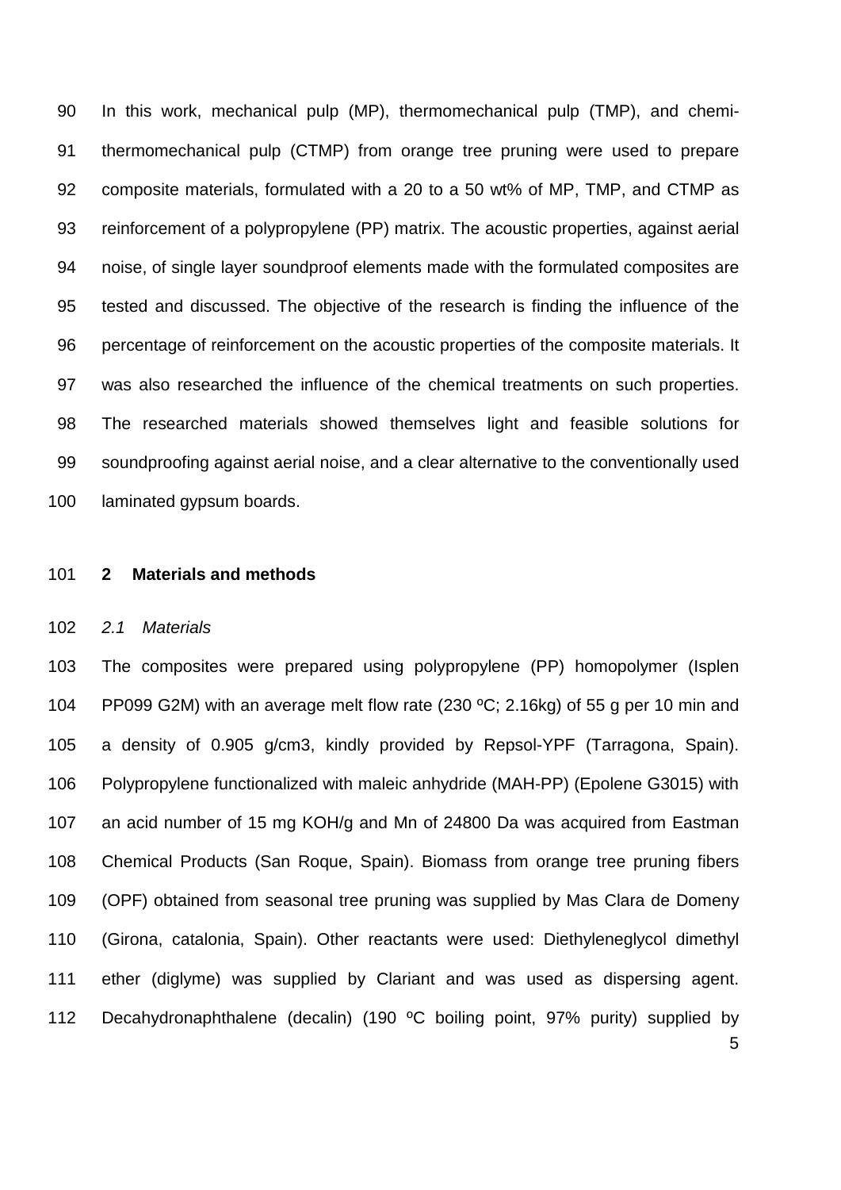In this work, mechanical pulp (MP), thermomechanical pulp (TMP), and chemi-thermomechanical pulp (CTMP) from orange tree pruning were used to prepare composite materials, formulated with a 20 to a 50 wt% of MP, TMP, and CTMP as reinforcement of a polypropylene (PP) matrix. The acoustic properties, against aerial noise, of single layer soundproof elements made with the formulated composites are tested and discussed. The objective of the research is finding the influence of the percentage of reinforcement on the acoustic properties of the composite materials. It was also researched the influence of the chemical treatments on such properties. The researched materials showed themselves light and feasible solutions for soundproofing against aerial noise, and a clear alternative to the conventionally used laminated gypsum boards.

## 2 Materials and methods

### *2.1 Materials*

The composites were prepared using polypropylene (PP) homopolymer (Isplen PP099 G2M) with an average melt flow rate (230 ºC; 2.16kg) of 55 g per 10 min and a density of 0.905 g/cm3, kindly provided by Repsol-YPF (Tarragona, Spain). Polypropylene functionalized with maleic anhydride (MAH-PP) (Epolene G3015) with an acid number of 15 mg KOH/g and Mn of 24800 Da was acquired from Eastman Chemical Products (San Roque, Spain). Biomass from orange tree pruning fibers (OPF) obtained from seasonal tree pruning was supplied by Mas Clara de Domeny (Girona, catalonia, Spain). Other reactants were used: Diethyleneglycol dimethyl ether (diglyme) was supplied by Clariant and was used as dispersing agent. Decahydronaphthalene (decalin) (190 ºC boiling point, 97% purity) supplied by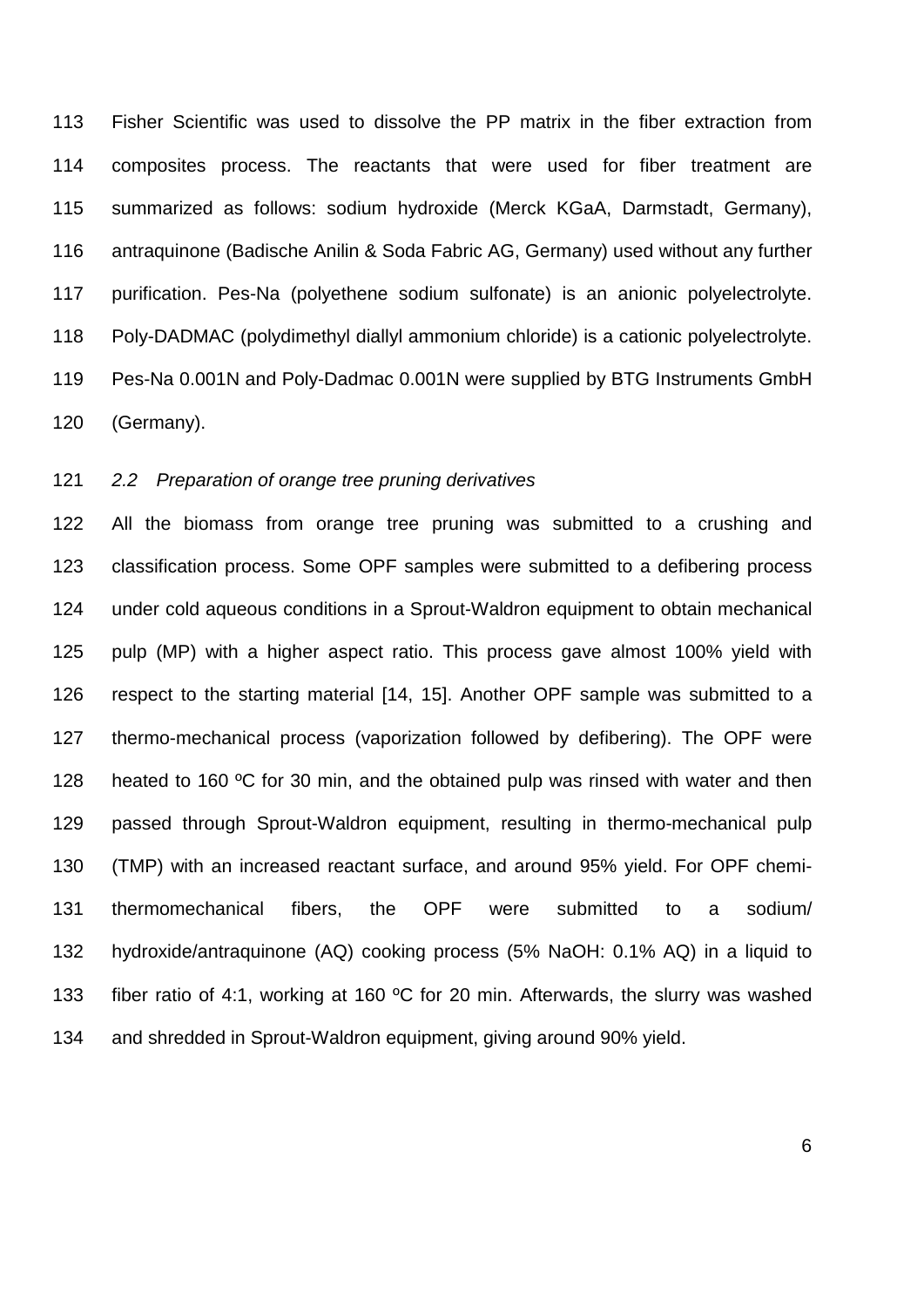Fisher Scientific was used to dissolve the PP matrix in the fiber extraction from composites process. The reactants that were used for fiber treatment are summarized as follows: sodium hydroxide (Merck KGaA, Darmstadt, Germany), antraquinone (Badische Anilin & Soda Fabric AG, Germany) used without any further purification. Pes-Na (polyethene sodium sulfonate) is an anionic polyelectrolyte. Poly-DADMAC (polydimethyl diallyl ammonium chloride) is a cationic polyelectrolyte. Pes-Na 0.001N and Poly-Dadmac 0.001N were supplied by BTG Instruments GmbH (Germany).

### *2.2 Preparation of orange tree pruning derivatives*

All the biomass from orange tree pruning was submitted to a crushing and classification process. Some OPF samples were submitted to a defibering process under cold aqueous conditions in a Sprout-Waldron equipment to obtain mechanical pulp (MP) with a higher aspect ratio. This process gave almost 100% yield with respect to the starting material [14, 15]. Another OPF sample was submitted to a thermo-mechanical process (vaporization followed by defibering). The OPF were heated to 160 ºC for 30 min, and the obtained pulp was rinsed with water and then passed through Sprout-Waldron equipment, resulting in thermo-mechanical pulp (TMP) with an increased reactant surface, and around 95% yield. For OPF chemi-thermomechanical fibers, the OPF were submitted to a sodium/ hydroxide/antraquinone (AQ) cooking process (5% NaOH: 0.1% AQ) in a liquid to fiber ratio of 4:1, working at 160 ºC for 20 min. Afterwards, the slurry was washed and shredded in Sprout-Waldron equipment, giving around 90% yield.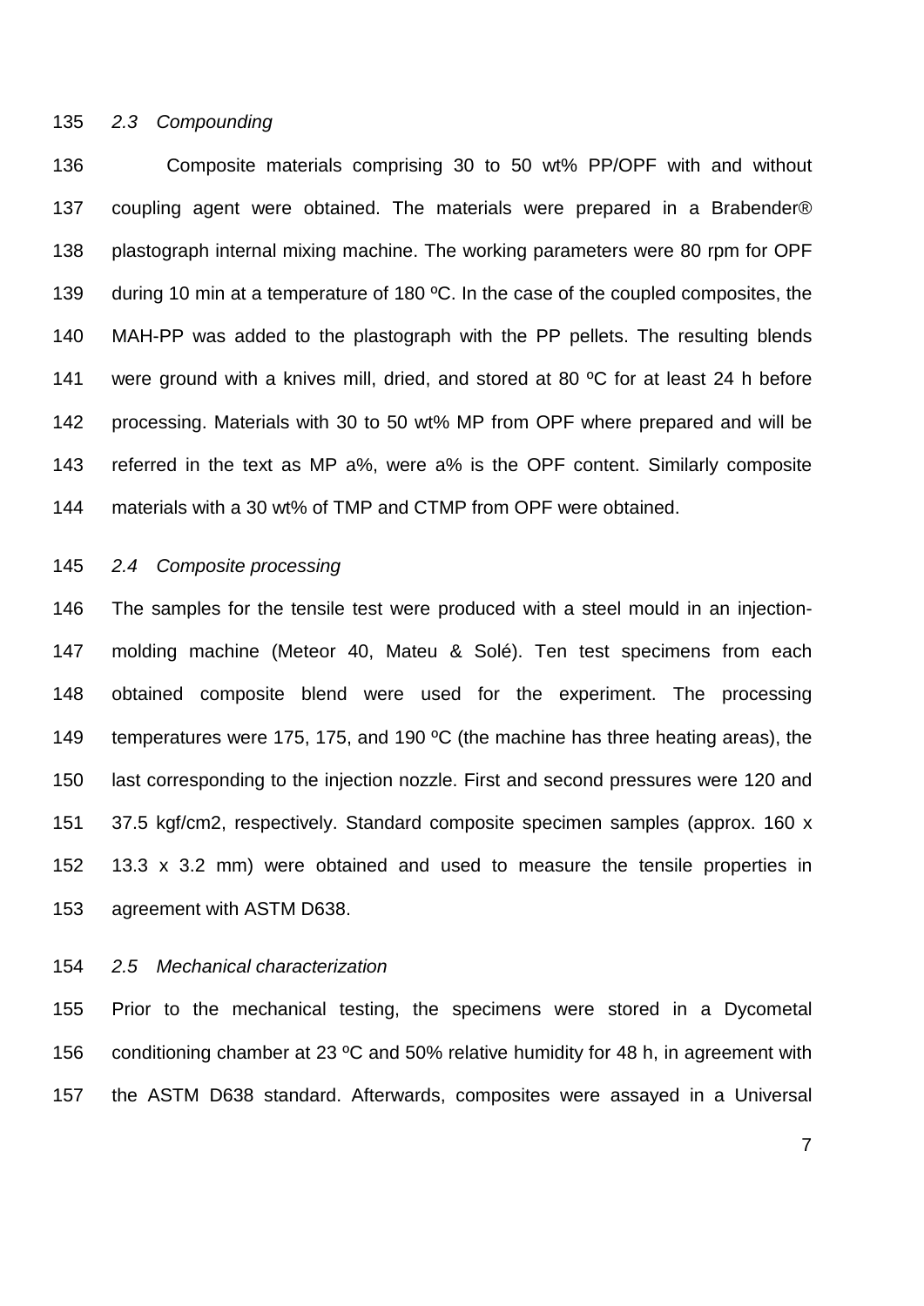### *2.3 Compounding*

Composite materials comprising 30 to 50 wt% PP/OPF with and without coupling agent were obtained. The materials were prepared in a Brabender® plastograph internal mixing machine. The working parameters were 80 rpm for OPF during 10 min at a temperature of 180 ºC. In the case of the coupled composites, the MAH-PP was added to the plastograph with the PP pellets. The resulting blends were ground with a knives mill, dried, and stored at 80 ºC for at least 24 h before processing. Materials with 30 to 50 wt% MP from OPF where prepared and will be referred in the text as MP a%, were a% is the OPF content. Similarly composite materials with a 30 wt% of TMP and CTMP from OPF were obtained.

### *2.4 Composite processing*

The samples for the tensile test were produced with a steel mould in an injection-molding machine (Meteor 40, Mateu & Solé). Ten test specimens from each obtained composite blend were used for the experiment. The processing temperatures were 175, 175, and 190 ºC (the machine has three heating areas), the last corresponding to the injection nozzle. First and second pressures were 120 and 37.5 kgf/cm2, respectively. Standard composite specimen samples (approx. 160 x 13.3 x 3.2 mm) were obtained and used to measure the tensile properties in agreement with ASTM D638.

### *2.5 Mechanical characterization*

Prior to the mechanical testing, the specimens were stored in a Dycometal conditioning chamber at 23 ºC and 50% relative humidity for 48 h, in agreement with the ASTM D638 standard. Afterwards, composites were assayed in a Universal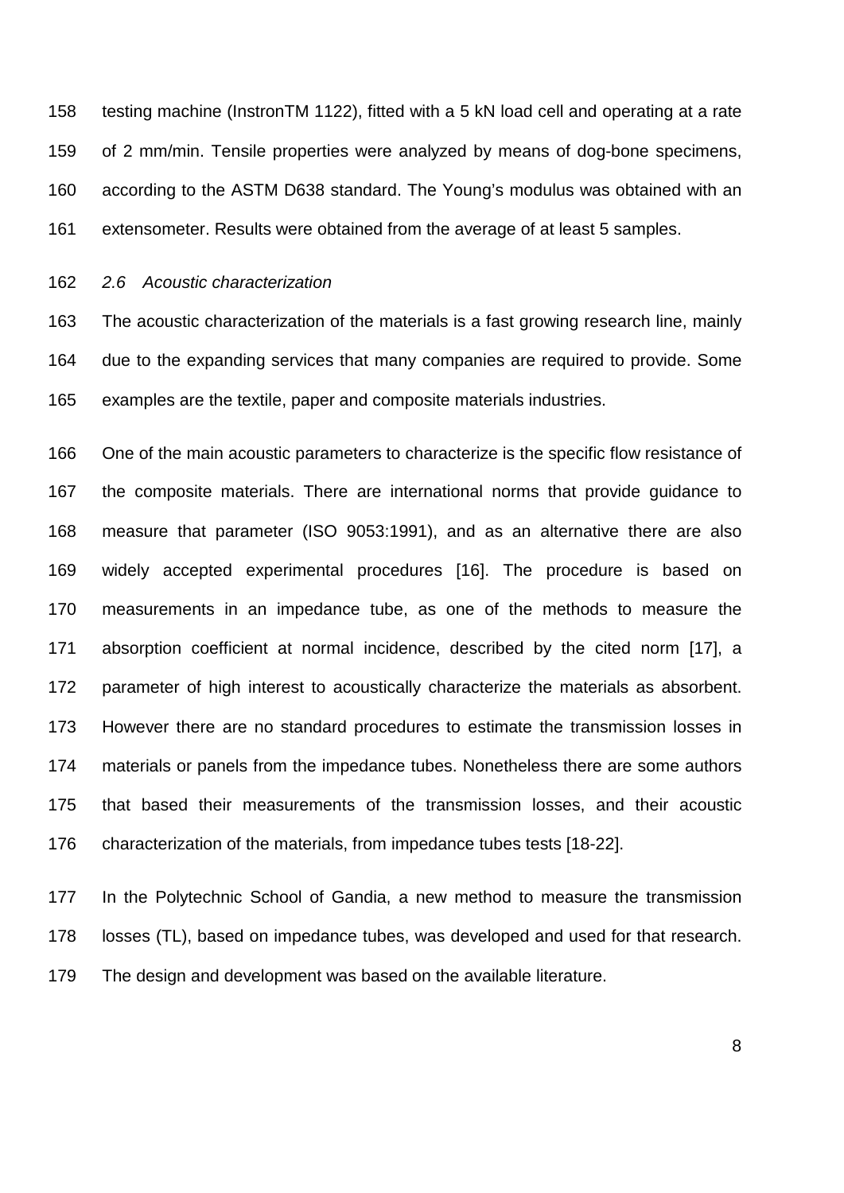testing machine (InstronTM 1122), fitted with a 5 kN load cell and operating at a rate of 2 mm/min. Tensile properties were analyzed by means of dog-bone specimens, according to the ASTM D638 standard. The Young's modulus was obtained with an extensometer. Results were obtained from the average of at least 5 samples.

### *2.6 Acoustic characterization*

The acoustic characterization of the materials is a fast growing research line, mainly due to the expanding services that many companies are required to provide. Some examples are the textile, paper and composite materials industries.

One of the main acoustic parameters to characterize is the specific flow resistance of the composite materials. There are international norms that provide guidance to measure that parameter (ISO 9053:1991), and as an alternative there are also widely accepted experimental procedures [16]. The procedure is based on measurements in an impedance tube, as one of the methods to measure the absorption coefficient at normal incidence, described by the cited norm [17], a parameter of high interest to acoustically characterize the materials as absorbent. However there are no standard procedures to estimate the transmission losses in materials or panels from the impedance tubes. Nonetheless there are some authors that based their measurements of the transmission losses, and their acoustic characterization of the materials, from impedance tubes tests [18-22].

In the Polytechnic School of Gandia, a new method to measure the transmission losses (TL), based on impedance tubes, was developed and used for that research. The design and development was based on the available literature.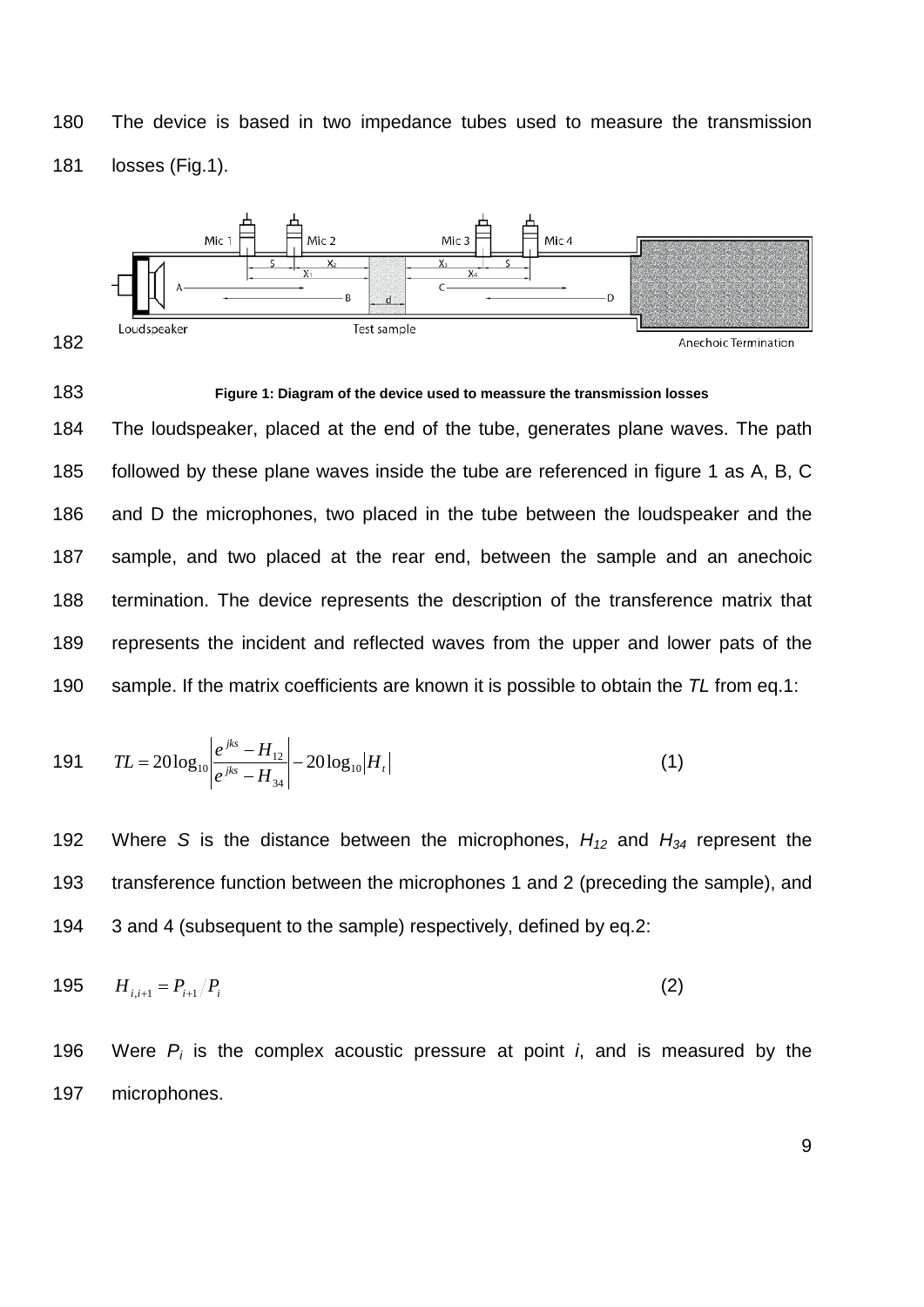The device is based in two impedance tubes used to measure the transmission losses (Fig.1).

**Figure 1: Diagram of the device used to meassure the transmission losses**

The loudspeaker, placed at the end of the tube, generates plane waves. The path followed by these plane waves inside the tube are referenced in figure 1 as A, B, C and D the microphones, two placed in the tube between the loudspeaker and the sample, and two placed at the rear end, between the sample and an anechoic termination. The device represents the description of the transference matrix that represents the incident and reflected waves from the upper and lower pats of the sample. If the matrix coefficients are known it is possible to obtain the *TL* from eq.1:

$$TL = 20\log_{10}\left|\frac{e^{jks} - H_{12}}{e^{jks} - H_{34}}\right| - 20\log_{10}\left|H_t\right| \qquad (1)$$

Where *S* is the distance between the microphones, $H_{12}$ and $H_{34}$ represent the transference function between the microphones 1 and 2 (preceding the sample), and 3 and 4 (subsequent to the sample) respectively, defined by eq.2:

$$H_{i,i+1} = P_{i+1} / P_i \qquad (2)$$

Were $P_i$ is the complex acoustic pressure at point *i*, and is measured by the microphones.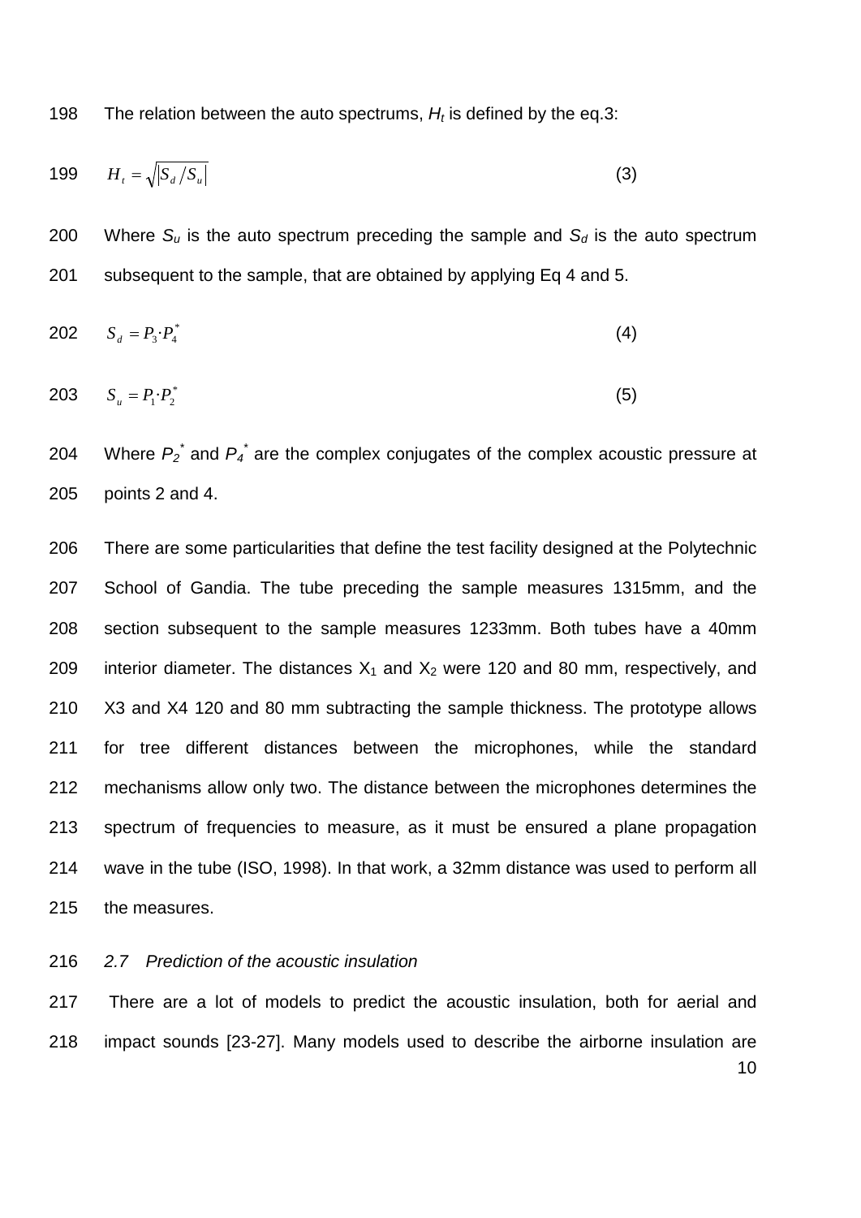The relation between the auto spectrums, $H_t$ is defined by the eq.3:

$$H_t = \sqrt{|S_d / S_u|} \quad (3)$$

Where $S_u$ is the auto spectrum preceding the sample and $S_d$ is the auto spectrum subsequent to the sample, that are obtained by applying Eq 4 and 5.

$$S_d = P_3 \cdot P_4^* \quad (4)$$

$$S_u = P_1 \cdot P_2^* \quad (5)$$

Where $P_2^*$ and $P_4^*$ are the complex conjugates of the complex acoustic pressure at points 2 and 4.

There are some particularities that define the test facility designed at the Polytechnic School of Gandia. The tube preceding the sample measures 1315mm, and the section subsequent to the sample measures 1233mm. Both tubes have a 40mm interior diameter. The distances $X_1$ and $X_2$ were 120 and 80 mm, respectively, and X3 and X4 120 and 80 mm subtracting the sample thickness. The prototype allows for tree different distances between the microphones, while the standard mechanisms allow only two. The distance between the microphones determines the spectrum of frequencies to measure, as it must be ensured a plane propagation wave in the tube (ISO, 1998). In that work, a 32mm distance was used to perform all the measures.

### *2.7 Prediction of the acoustic insulation*

There are a lot of models to predict the acoustic insulation, both for aerial and impact sounds [23-27]. Many models used to describe the airborne insulation are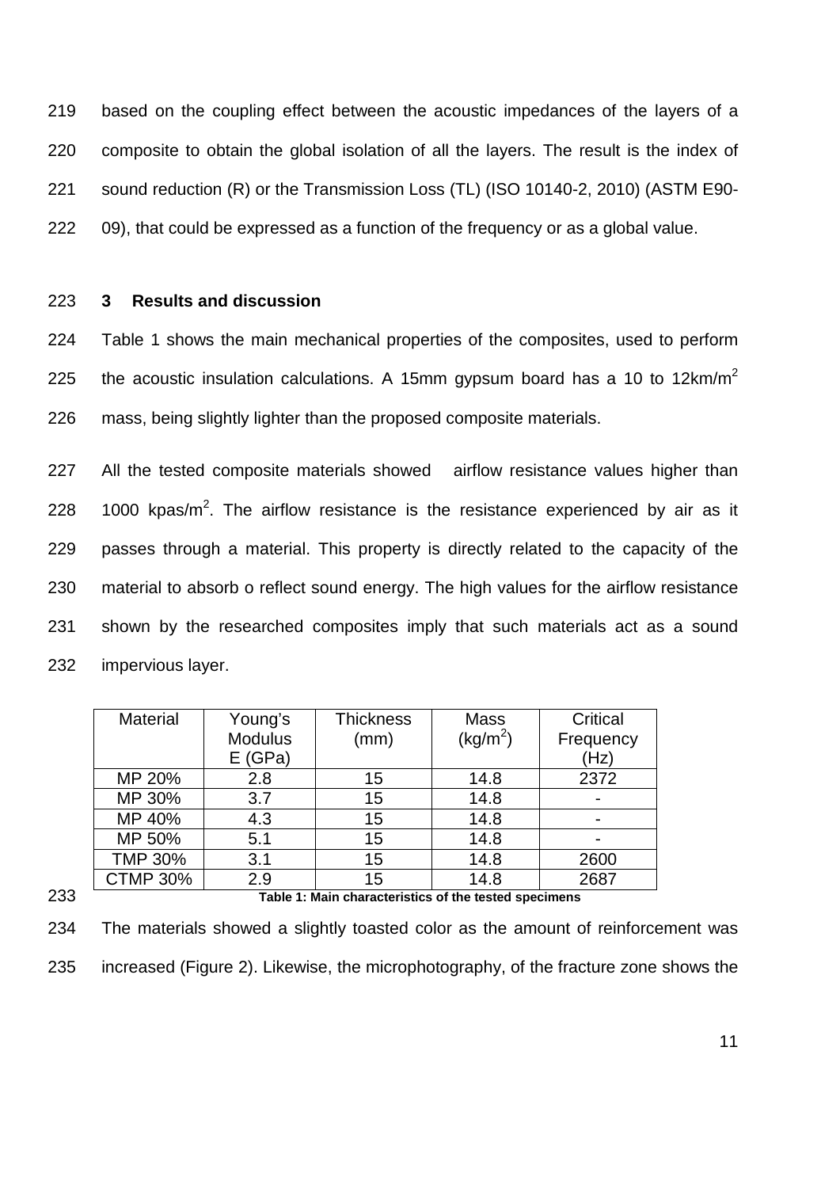based on the coupling effect between the acoustic impedances of the layers of a composite to obtain the global isolation of all the layers. The result is the index of sound reduction (R) or the Transmission Loss (TL) (ISO 10140-2, 2010) (ASTM E90-09), that could be expressed as a function of the frequency or as a global value.

## 3 Results and discussion

Table 1 shows the main mechanical properties of the composites, used to perform the acoustic insulation calculations. A 15mm gypsum board has a 10 to 12km/m$^2$ mass, being slightly lighter than the proposed composite materials.

All the tested composite materials showed airflow resistance values higher than 1000 kpas/m$^2$. The airflow resistance is the resistance experienced by air as it passes through a material. This property is directly related to the capacity of the material to absorb o reflect sound energy. The high values for the airflow resistance shown by the researched composites imply that such materials act as a sound impervious layer.

| Material | Young's Modulus E (GPa) | Thickness (mm) | Mass (kg/m$^2$) | Critical Frequency (Hz) |
|---|---|---|---|---|
| MP 20% | 2.8 | 15 | 14.8 | 2372 |
| MP 30% | 3.7 | 15 | 14.8 | - |
| MP 40% | 4.3 | 15 | 14.8 | - |
| MP 50% | 5.1 | 15 | 14.8 | - |
| TMP 30% | 3.1 | 15 | 14.8 | 2600 |
| CTMP 30% | 2.9 | 15 | 14.8 | 2687 |

**Table 1: Main characteristics of the tested specimens**

The materials showed a slightly toasted color as the amount of reinforcement was increased (Figure 2). Likewise, the microphotography, of the fracture zone shows the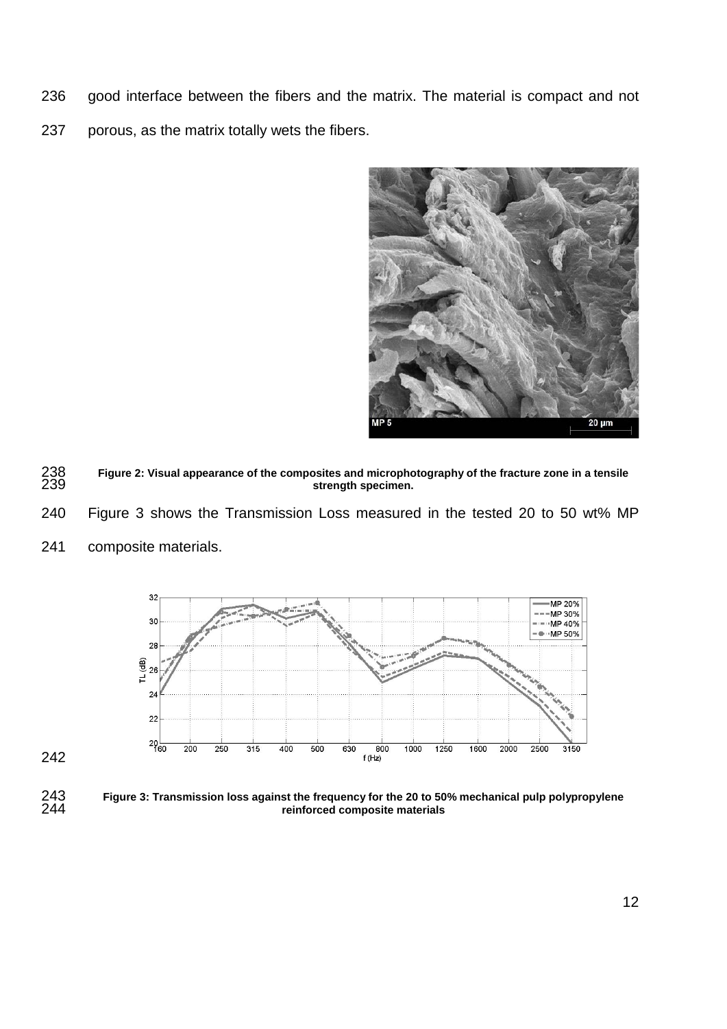good interface between the fibers and the matrix. The material is compact and not porous, as the matrix totally wets the fibers.

**Figure 2: Visual appearance of the composites and microphotography of the fracture zone in a tensile strength specimen.**

Figure 3 shows the Transmission Loss measured in the tested 20 to 50 wt% MP composite materials.

**Figure 3: Transmission loss against the frequency for the 20 to 50% mechanical pulp polypropylene reinforced composite materials**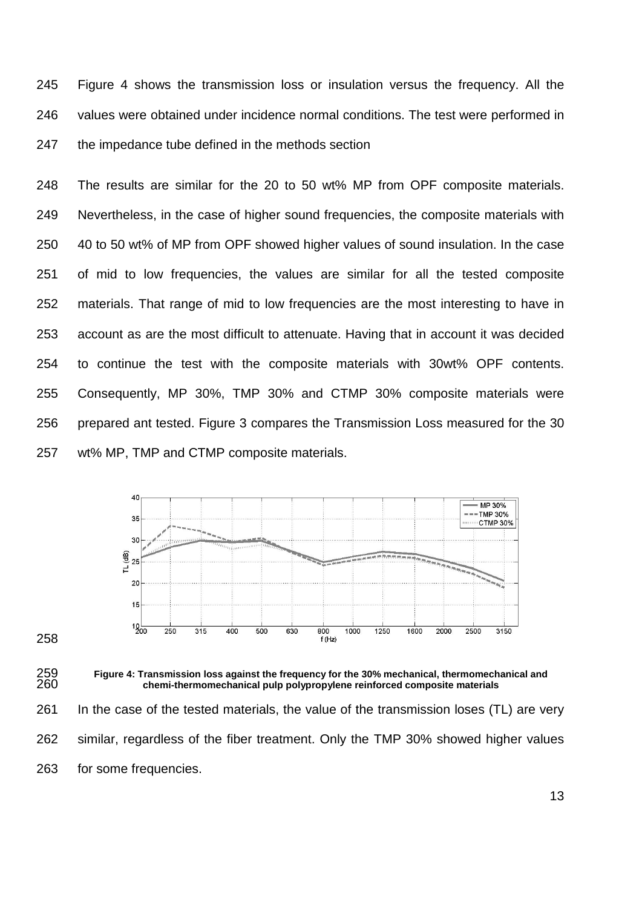Figure 4 shows the transmission loss or insulation versus the frequency. All the values were obtained under incidence normal conditions. The test were performed in the impedance tube defined in the methods section

The results are similar for the 20 to 50 wt% MP from OPF composite materials. Nevertheless, in the case of higher sound frequencies, the composite materials with 40 to 50 wt% of MP from OPF showed higher values of sound insulation. In the case of mid to low frequencies, the values are similar for all the tested composite materials. That range of mid to low frequencies are the most interesting to have in account as are the most difficult to attenuate. Having that in account it was decided to continue the test with the composite materials with 30wt% OPF contents. Consequently, MP 30%, TMP 30% and CTMP 30% composite materials were prepared ant tested. Figure 3 compares the Transmission Loss measured for the 30 wt% MP, TMP and CTMP composite materials.

**Figure 4: Transmission loss against the frequency for the 30% mechanical, thermomechanical and chemi-thermomechanical pulp polypropylene reinforced composite materials**

In the case of the tested materials, the value of the transmission loses (TL) are very similar, regardless of the fiber treatment. Only the TMP 30% showed higher values for some frequencies.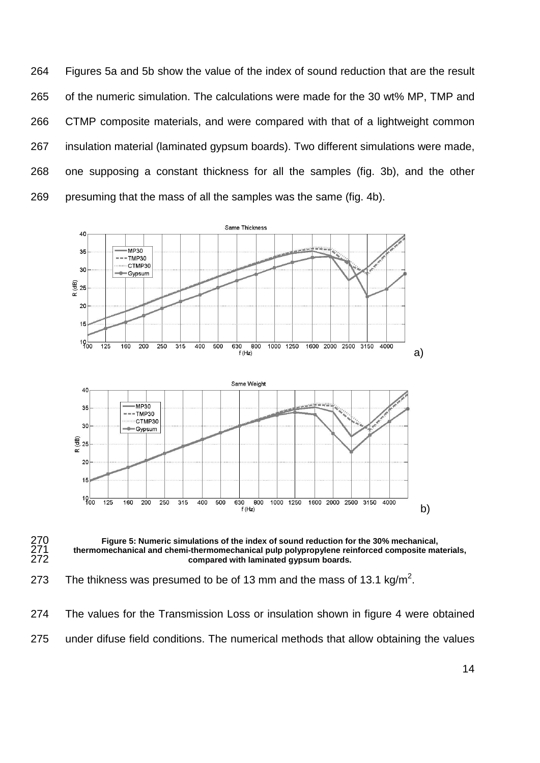Figures 5a and 5b show the value of the index of sound reduction that are the result of the numeric simulation. The calculations were made for the 30 wt% MP, TMP and CTMP composite materials, and were compared with that of a lightweight common insulation material (laminated gypsum boards). Two different simulations were made, one supposing a constant thickness for all the samples (fig. 3b), and the other presuming that the mass of all the samples was the same (fig. 4b).

**Figure 5: Numeric simulations of the index of sound reduction for the 30% mechanical, thermomechanical and chemi-thermomechanical pulp polypropylene reinforced composite materials, compared with laminated gypsum boards.**

The thikness was presumed to be of 13 mm and the mass of 13.1 kg/m$^2$.

The values for the Transmission Loss or insulation shown in figure 4 were obtained under difuse field conditions. The numerical methods that allow obtaining the values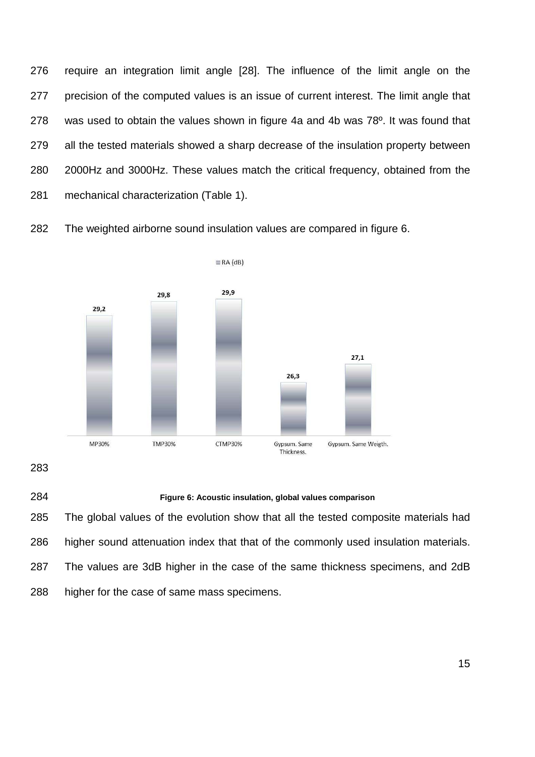require an integration limit angle [28]. The influence of the limit angle on the precision of the computed values is an issue of current interest. The limit angle that was used to obtain the values shown in figure 4a and 4b was 78º. It was found that all the tested materials showed a sharp decrease of the insulation property between 2000Hz and 3000Hz. These values match the critical frequency, obtained from the mechanical characterization (Table 1).

The weighted airborne sound insulation values are compared in figure 6.

| | MP30% | TMP30% | CTMP30% | Gypsum. Same Thickness. | Gypsum. Same Weigth. |
|---|---|---|---|---|---|
| RA (dB) | 29,2 | 29,8 | 29,9 | 26,3 | 27,1 |

**Figure 6: Acoustic insulation, global values comparison**

The global values of the evolution show that all the tested composite materials had higher sound attenuation index that that of the commonly used insulation materials. The values are 3dB higher in the case of the same thickness specimens, and 2dB higher for the case of same mass specimens.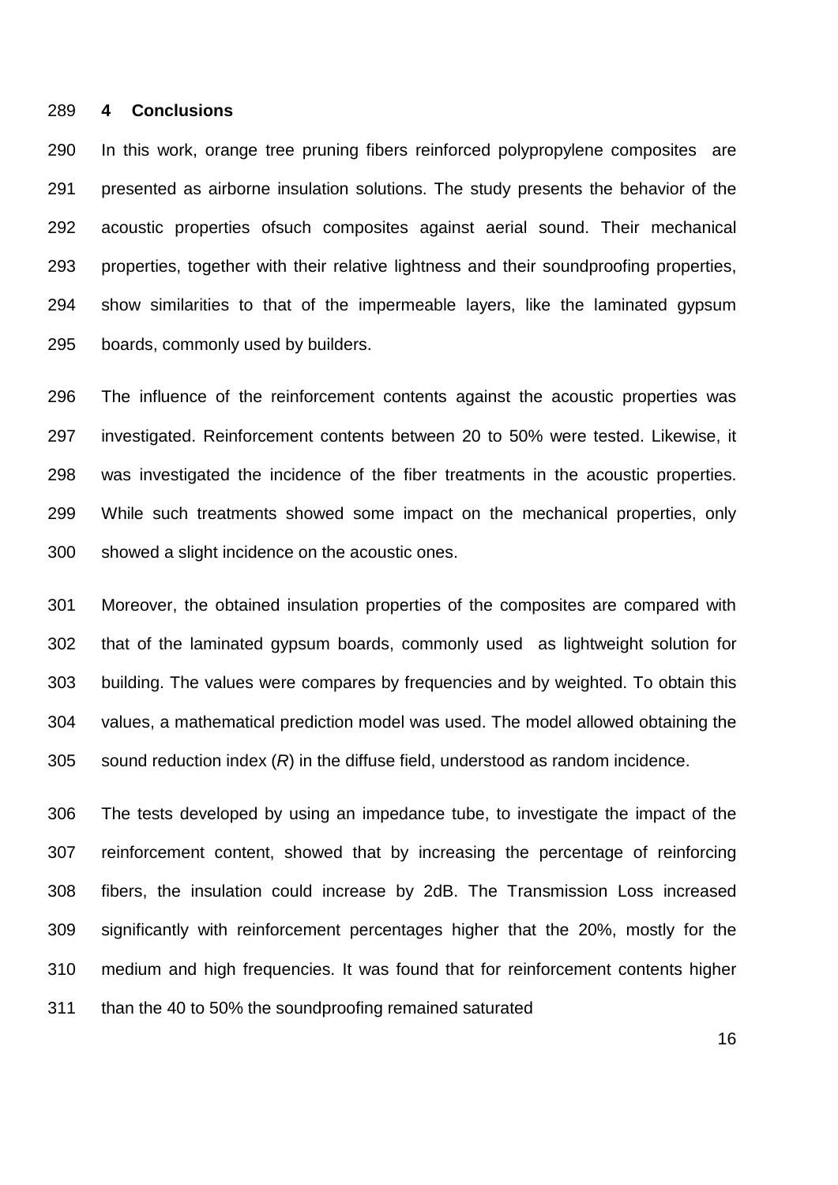## 4 Conclusions

In this work, orange tree pruning fibers reinforced polypropylene composites are presented as airborne insulation solutions. The study presents the behavior of the acoustic properties ofsuch composites against aerial sound. Their mechanical properties, together with their relative lightness and their soundproofing properties, show similarities to that of the impermeable layers, like the laminated gypsum boards, commonly used by builders.

The influence of the reinforcement contents against the acoustic properties was investigated. Reinforcement contents between 20 to 50% were tested. Likewise, it was investigated the incidence of the fiber treatments in the acoustic properties. While such treatments showed some impact on the mechanical properties, only showed a slight incidence on the acoustic ones.

Moreover, the obtained insulation properties of the composites are compared with that of the laminated gypsum boards, commonly used as lightweight solution for building. The values were compares by frequencies and by weighted. To obtain this values, a mathematical prediction model was used. The model allowed obtaining the sound reduction index ($R$) in the diffuse field, understood as random incidence.

The tests developed by using an impedance tube, to investigate the impact of the reinforcement content, showed that by increasing the percentage of reinforcing fibers, the insulation could increase by 2dB. The Transmission Loss increased significantly with reinforcement percentages higher that the 20%, mostly for the medium and high frequencies. It was found that for reinforcement contents higher than the 40 to 50% the soundproofing remained saturated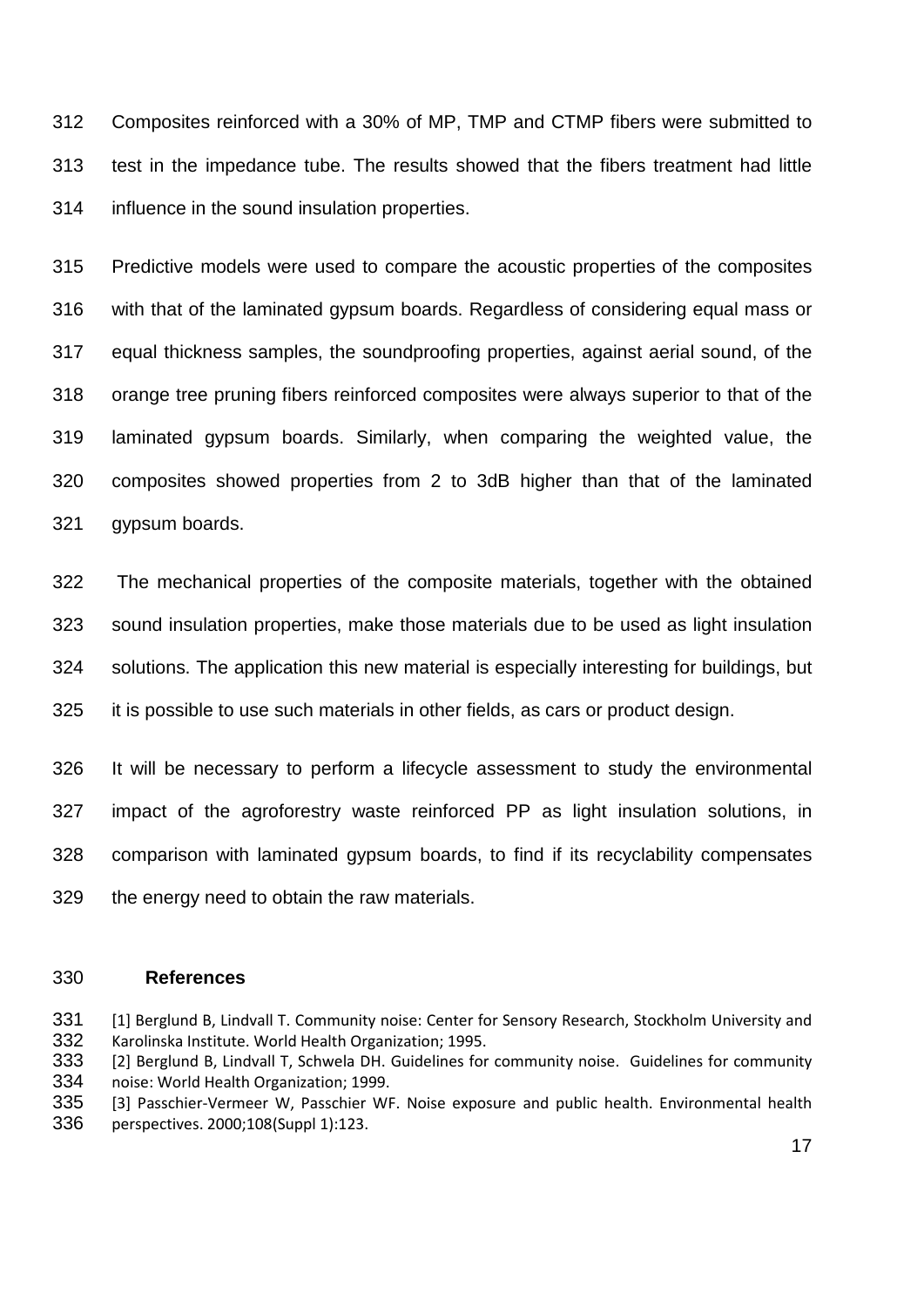Composites reinforced with a 30% of MP, TMP and CTMP fibers were submitted to test in the impedance tube. The results showed that the fibers treatment had little influence in the sound insulation properties.

Predictive models were used to compare the acoustic properties of the composites with that of the laminated gypsum boards. Regardless of considering equal mass or equal thickness samples, the soundproofing properties, against aerial sound, of the orange tree pruning fibers reinforced composites were always superior to that of the laminated gypsum boards. Similarly, when comparing the weighted value, the composites showed properties from 2 to 3dB higher than that of the laminated gypsum boards.

The mechanical properties of the composite materials, together with the obtained sound insulation properties, make those materials due to be used as light insulation solutions. The application this new material is especially interesting for buildings, but it is possible to use such materials in other fields, as cars or product design.

It will be necessary to perform a lifecycle assessment to study the environmental impact of the agroforestry waste reinforced PP as light insulation solutions, in comparison with laminated gypsum boards, to find if its recyclability compensates the energy need to obtain the raw materials.

## References

[1] Berglund B, Lindvall T. Community noise: Center for Sensory Research, Stockholm University and Karolinska Institute. World Health Organization; 1995.

[2] Berglund B, Lindvall T, Schwela DH. Guidelines for community noise. Guidelines for community noise: World Health Organization; 1999.

[3] Passchier-Vermeer W, Passchier WF. Noise exposure and public health. Environmental health perspectives. 2000;108(Suppl 1):123.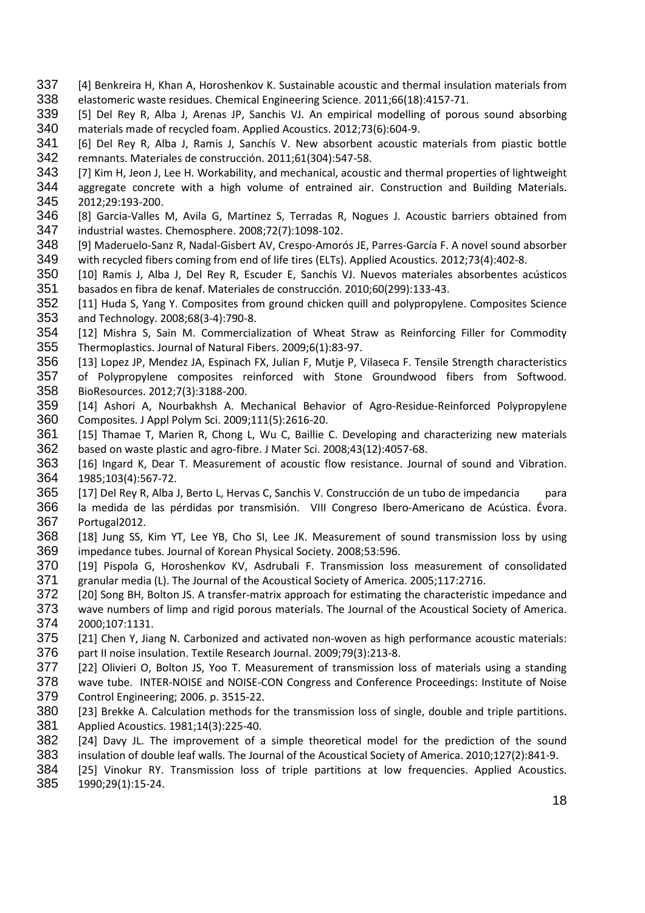[4] Benkreira H, Khan A, Horoshenkov K. Sustainable acoustic and thermal insulation materials from elastomeric waste residues. Chemical Engineering Science. 2011;66(18):4157-71.

[5] Del Rey R, Alba J, Arenas JP, Sanchis VJ. An empirical modelling of porous sound absorbing materials made of recycled foam. Applied Acoustics. 2012;73(6):604-9.

[6] Del Rey R, Alba J, Ramis J, Sanchís V. New absorbent acoustic materials from piastic bottle remnants. Materiales de construcción. 2011;61(304):547-58.

[7] Kim H, Jeon J, Lee H. Workability, and mechanical, acoustic and thermal properties of lightweight aggregate concrete with a high volume of entrained air. Construction and Building Materials. 2012;29:193-200.

[8] Garcia-Valles M, Avila G, Martinez S, Terradas R, Nogues J. Acoustic barriers obtained from industrial wastes. Chemosphere. 2008;72(7):1098-102.

[9] Maderuelo-Sanz R, Nadal-Gisbert AV, Crespo-Amorós JE, Parres-García F. A novel sound absorber with recycled fibers coming from end of life tires (ELTs). Applied Acoustics. 2012;73(4):402-8.

[10] Ramis J, Alba J, Del Rey R, Escuder E, Sanchís VJ. Nuevos materiales absorbentes acústicos basados en fibra de kenaf. Materiales de construcción. 2010;60(299):133-43.

[11] Huda S, Yang Y. Composites from ground chicken quill and polypropylene. Composites Science and Technology. 2008;68(3-4):790-8.

[12] Mishra S, Sain M. Commercialization of Wheat Straw as Reinforcing Filler for Commodity Thermoplastics. Journal of Natural Fibers. 2009;6(1):83-97.

[13] Lopez JP, Mendez JA, Espinach FX, Julian F, Mutje P, Vilaseca F. Tensile Strength characteristics of Polypropylene composites reinforced with Stone Groundwood fibers from Softwood. BioResources. 2012;7(3):3188-200.

[14] Ashori A, Nourbakhsh A. Mechanical Behavior of Agro-Residue-Reinforced Polypropylene Composites. J Appl Polym Sci. 2009;111(5):2616-20.

[15] Thamae T, Marien R, Chong L, Wu C, Baillie C. Developing and characterizing new materials based on waste plastic and agro-fibre. J Mater Sci. 2008;43(12):4057-68.

[16] Ingard K, Dear T. Measurement of acoustic flow resistance. Journal of sound and Vibration. 1985;103(4):567-72.

[17] Del Rey R, Alba J, Berto L, Hervas C, Sanchis V. Construcción de un tubo de impedancia para la medida de las pérdidas por transmisión. VIII Congreso Ibero-Americano de Acústica. Évora. Portugal2012.

[18] Jung SS, Kim YT, Lee YB, Cho SI, Lee JK. Measurement of sound transmission loss by using impedance tubes. Journal of Korean Physical Society. 2008;53:596.

[19] Pispola G, Horoshenkov KV, Asdrubali F. Transmission loss measurement of consolidated granular media (L). The Journal of the Acoustical Society of America. 2005;117:2716.

[20] Song BH, Bolton JS. A transfer-matrix approach for estimating the characteristic impedance and wave numbers of limp and rigid porous materials. The Journal of the Acoustical Society of America. 2000;107:1131.

[21] Chen Y, Jiang N. Carbonized and activated non-woven as high performance acoustic materials: part II noise insulation. Textile Research Journal. 2009;79(3):213-8.

[22] Olivieri O, Bolton JS, Yoo T. Measurement of transmission loss of materials using a standing wave tube. INTER-NOISE and NOISE-CON Congress and Conference Proceedings: Institute of Noise Control Engineering; 2006. p. 3515-22.

[23] Brekke A. Calculation methods for the transmission loss of single, double and triple partitions. Applied Acoustics. 1981;14(3):225-40.

[24] Davy JL. The improvement of a simple theoretical model for the prediction of the sound insulation of double leaf walls. The Journal of the Acoustical Society of America. 2010;127(2):841-9.

[25] Vinokur RY. Transmission loss of triple partitions at low frequencies. Applied Acoustics. 1990;29(1):15-24.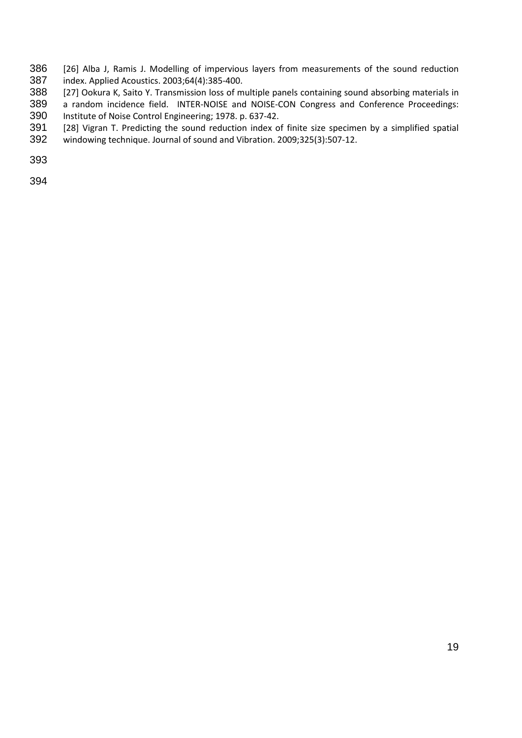[26] Alba J, Ramis J. Modelling of impervious layers from measurements of the sound reduction index. Applied Acoustics. 2003;64(4):385-400.

[27] Ookura K, Saito Y. Transmission loss of multiple panels containing sound absorbing materials in a random incidence field. INTER-NOISE and NOISE-CON Congress and Conference Proceedings: Institute of Noise Control Engineering; 1978. p. 637-42.

[28] Vigran T. Predicting the sound reduction index of finite size specimen by a simplified spatial windowing technique. Journal of sound and Vibration. 2009;325(3):507-12.